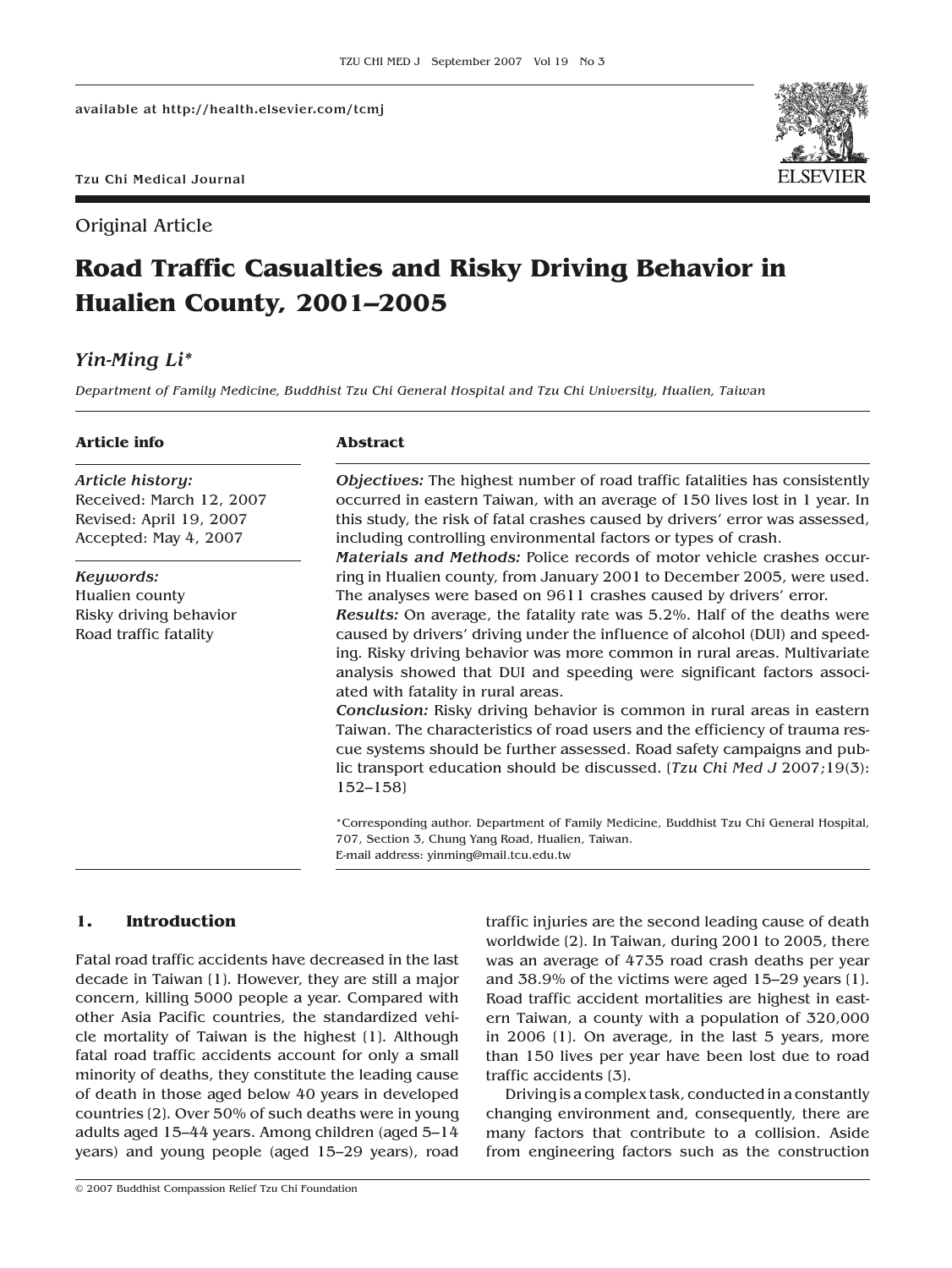available at http://health.elsevier.com/tcmj

Tzu Chi Medical Journal

Original Article

# Road Traffic Casualties and Risky Driving Behavior in Hualien County, 2001–2005

*Yin-Ming Li\**

*Department of Family Medicine, Buddhist Tzu Chi General Hospital and Tzu Chi University, Hualien, Taiwan*

**Article info**

*Article history:*
Received: March 12, 2007
Revised: April 19, 2007
Accepted: May 4, 2007

*Keywords:*
Hualien county
Risky driving behavior
Road traffic fatality

**Abstract**

***Objectives:*** The highest number of road traffic fatalities has consistently occurred in eastern Taiwan, with an average of 150 lives lost in 1 year. In this study, the risk of fatal crashes caused by drivers' error was assessed, including controlling environmental factors or types of crash.
***Materials and Methods:*** Police records of motor vehicle crashes occurring in Hualien county, from January 2001 to December 2005, were used. The analyses were based on 9611 crashes caused by drivers' error.
***Results:*** On average, the fatality rate was 5.2%. Half of the deaths were caused by drivers' driving under the influence of alcohol (DUI) and speeding. Risky driving behavior was more common in rural areas. Multivariate analysis showed that DUI and speeding were significant factors associated with fatality in rural areas.
***Conclusion:*** Risky driving behavior is common in rural areas in eastern Taiwan. The characteristics of road users and the efficiency of trauma rescue systems should be further assessed. Road safety campaigns and public transport education should be discussed. (*Tzu Chi Med J* 2007;19(3): 152–158)

\*Corresponding author. Department of Family Medicine, Buddhist Tzu Chi General Hospital, 707, Section 3, Chung Yang Road, Hualien, Taiwan.
E-mail address: yinming@mail.tcu.edu.tw

## 1. Introduction

Fatal road traffic accidents have decreased in the last decade in Taiwan (1). However, they are still a major concern, killing 5000 people a year. Compared with other Asia Pacific countries, the standardized vehicle mortality of Taiwan is the highest (1). Although fatal road traffic accidents account for only a small minority of deaths, they constitute the leading cause of death in those aged below 40 years in developed countries (2). Over 50% of such deaths were in young adults aged 15–44 years. Among children (aged 5–14 years) and young people (aged 15–29 years), road traffic injuries are the second leading cause of death worldwide (2). In Taiwan, during 2001 to 2005, there was an average of 4735 road crash deaths per year and 38.9% of the victims were aged 15–29 years (1). Road traffic accident mortalities are highest in eastern Taiwan, a county with a population of 320,000 in 2006 (1). On average, in the last 5 years, more than 150 lives per year have been lost due to road traffic accidents (3).

Driving is a complex task, conducted in a constantly changing environment and, consequently, there are many factors that contribute to a collision. Aside from engineering factors such as the construction

© 2007 Buddhist Compassion Relief Tzu Chi Foundation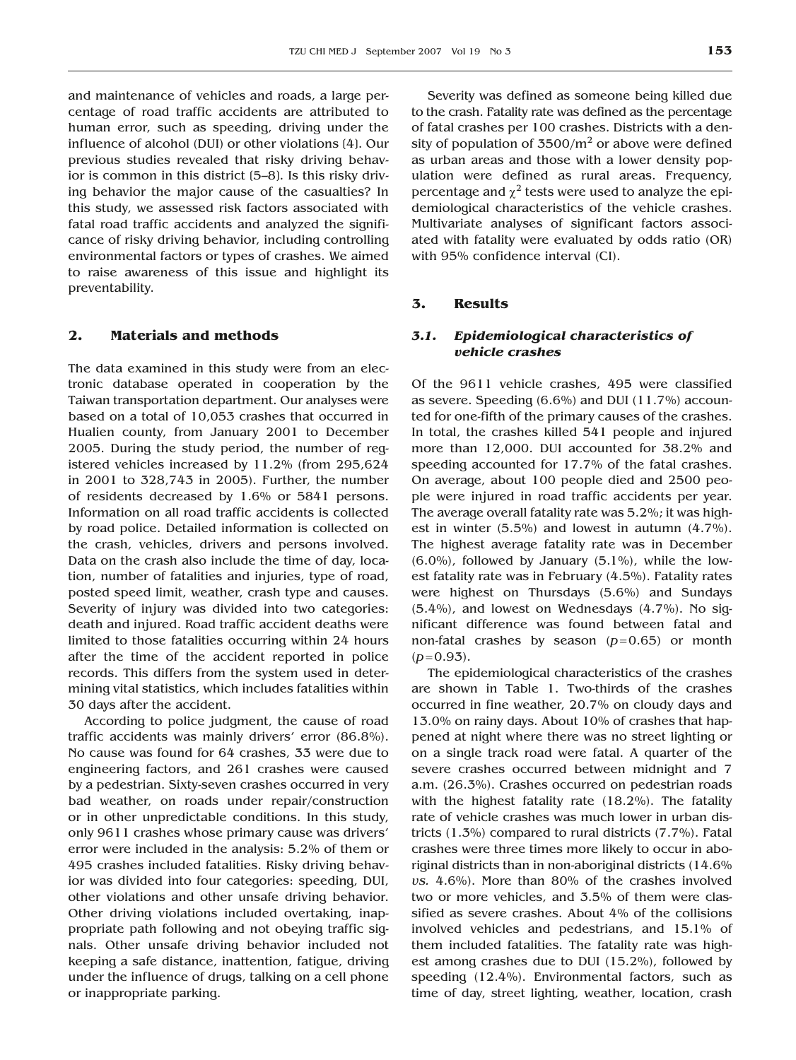and maintenance of vehicles and roads, a large percentage of road traffic accidents are attributed to human error, such as speeding, driving under the influence of alcohol (DUI) or other violations (4). Our previous studies revealed that risky driving behavior is common in this district (5–8). Is this risky driving behavior the major cause of the casualties? In this study, we assessed risk factors associated with fatal road traffic accidents and analyzed the significance of risky driving behavior, including controlling environmental factors or types of crashes. We aimed to raise awareness of this issue and highlight its preventability.

## 2. Materials and methods

The data examined in this study were from an electronic database operated in cooperation by the Taiwan transportation department. Our analyses were based on a total of 10,053 crashes that occurred in Hualien county, from January 2001 to December 2005. During the study period, the number of registered vehicles increased by 11.2% (from 295,624 in 2001 to 328,743 in 2005). Further, the number of residents decreased by 1.6% or 5841 persons. Information on all road traffic accidents is collected by road police. Detailed information is collected on the crash, vehicles, drivers and persons involved. Data on the crash also include the time of day, location, number of fatalities and injuries, type of road, posted speed limit, weather, crash type and causes. Severity of injury was divided into two categories: death and injured. Road traffic accident deaths were limited to those fatalities occurring within 24 hours after the time of the accident reported in police records. This differs from the system used in determining vital statistics, which includes fatalities within 30 days after the accident.

According to police judgment, the cause of road traffic accidents was mainly drivers' error (86.8%). No cause was found for 64 crashes, 33 were due to engineering factors, and 261 crashes were caused by a pedestrian. Sixty-seven crashes occurred in very bad weather, on roads under repair/construction or in other unpredictable conditions. In this study, only 9611 crashes whose primary cause was drivers' error were included in the analysis: 5.2% of them or 495 crashes included fatalities. Risky driving behavior was divided into four categories: speeding, DUI, other violations and other unsafe driving behavior. Other driving violations included overtaking, inappropriate path following and not obeying traffic signals. Other unsafe driving behavior included not keeping a safe distance, inattention, fatigue, driving under the influence of drugs, talking on a cell phone or inappropriate parking.

Severity was defined as someone being killed due to the crash. Fatality rate was defined as the percentage of fatal crashes per 100 crashes. Districts with a density of population of $3500/m^2$ or above were defined as urban areas and those with a lower density population were defined as rural areas. Frequency, percentage and $\chi^2$ tests were used to analyze the epidemiological characteristics of the vehicle crashes. Multivariate analyses of significant factors associated with fatality were evaluated by odds ratio (OR) with 95% confidence interval (CI).

## 3. Results

### 3.1. *Epidemiological characteristics of vehicle crashes*

Of the 9611 vehicle crashes, 495 were classified as severe. Speeding (6.6%) and DUI (11.7%) accounted for one-fifth of the primary causes of the crashes. In total, the crashes killed 541 people and injured more than 12,000. DUI accounted for 38.2% and speeding accounted for 17.7% of the fatal crashes. On average, about 100 people died and 2500 people were injured in road traffic accidents per year. The average overall fatality rate was 5.2%; it was highest in winter (5.5%) and lowest in autumn (4.7%). The highest average fatality rate was in December (6.0%), followed by January (5.1%), while the lowest fatality rate was in February (4.5%). Fatality rates were highest on Thursdays (5.6%) and Sundays (5.4%), and lowest on Wednesdays (4.7%). No significant difference was found between fatal and non-fatal crashes by season ($p=0.65$) or month ($p=0.93$).

The epidemiological characteristics of the crashes are shown in Table 1. Two-thirds of the crashes occurred in fine weather, 20.7% on cloudy days and 13.0% on rainy days. About 10% of crashes that happened at night where there was no street lighting or on a single track road were fatal. A quarter of the severe crashes occurred between midnight and 7 a.m. (26.3%). Crashes occurred on pedestrian roads with the highest fatality rate (18.2%). The fatality rate of vehicle crashes was much lower in urban districts (1.3%) compared to rural districts (7.7%). Fatal crashes were three times more likely to occur in aboriginal districts than in non-aboriginal districts (14.6% *vs.* 4.6%). More than 80% of the crashes involved two or more vehicles, and 3.5% of them were classified as severe crashes. About 4% of the collisions involved vehicles and pedestrians, and 15.1% of them included fatalities. The fatality rate was highest among crashes due to DUI (15.2%), followed by speeding (12.4%). Environmental factors, such as time of day, street lighting, weather, location, crash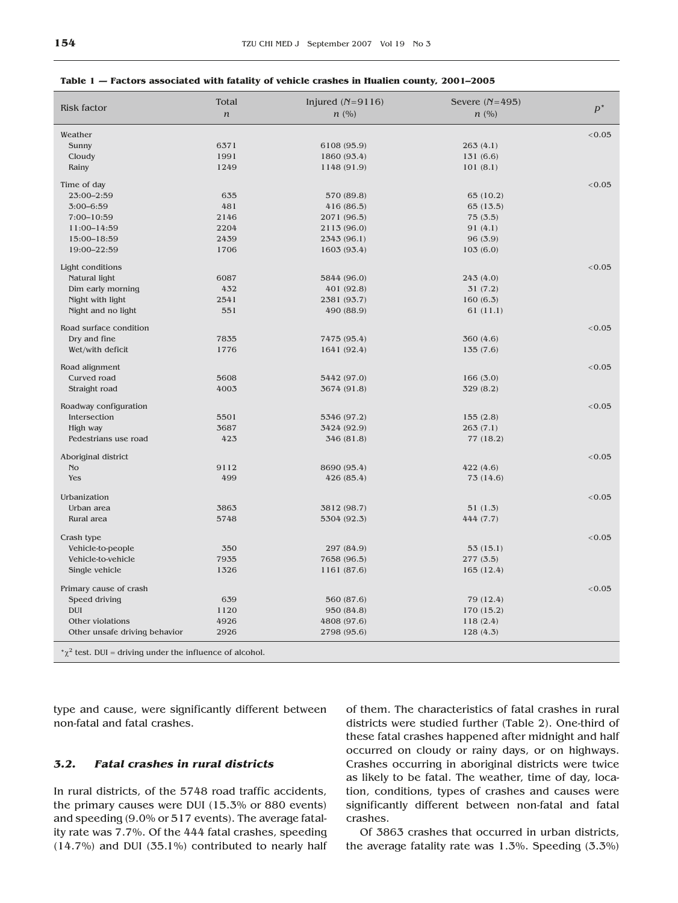**Table 1 — Factors associated with fatality of vehicle crashes in Hualien county, 2001–2005**

| Risk factor | Total $n$ | Injured ($N$=9116) $n$ (%) | Severe ($N$=495) $n$ (%) | $p^*$ |
|---|---|---|---|---|
| Weather | | | | <0.05 |
| Sunny | 6371 | 6108 (95.9) | 263 (4.1) | |
| Cloudy | 1991 | 1860 (93.4) | 131 (6.6) | |
| Rainy | 1249 | 1148 (91.9) | 101 (8.1) | |
| Time of day | | | | <0.05 |
| 23:00–2:59 | 635 | 570 (89.8) | 65 (10.2) | |
| 3:00–6:59 | 481 | 416 (86.5) | 65 (13.5) | |
| 7:00–10:59 | 2146 | 2071 (96.5) | 75 (3.5) | |
| 11:00–14:59 | 2204 | 2113 (96.0) | 91 (4.1) | |
| 15:00–18:59 | 2439 | 2343 (96.1) | 96 (3.9) | |
| 19:00–22:59 | 1706 | 1603 (93.4) | 103 (6.0) | |
| Light conditions | | | | <0.05 |
| Natural light | 6087 | 5844 (96.0) | 243 (4.0) | |
| Dim early morning | 432 | 401 (92.8) | 31 (7.2) | |
| Night with light | 2541 | 2381 (93.7) | 160 (6.3) | |
| Night and no light | 551 | 490 (88.9) | 61 (11.1) | |
| Road surface condition | | | | <0.05 |
| Dry and fine | 7835 | 7475 (95.4) | 360 (4.6) | |
| Wet/with deficit | 1776 | 1641 (92.4) | 135 (7.6) | |
| Road alignment | | | | <0.05 |
| Curved road | 5608 | 5442 (97.0) | 166 (3.0) | |
| Straight road | 4003 | 3674 (91.8) | 329 (8.2) | |
| Roadway configuration | | | | <0.05 |
| Intersection | 5501 | 5346 (97.2) | 155 (2.8) | |
| High way | 3687 | 3424 (92.9) | 263 (7.1) | |
| Pedestrians use road | 423 | 346 (81.8) | 77 (18.2) | |
| Aboriginal district | | | | <0.05 |
| No | 9112 | 8690 (95.4) | 422 (4.6) | |
| Yes | 499 | 426 (85.4) | 73 (14.6) | |
| Urbanization | | | | <0.05 |
| Urban area | 3863 | 3812 (98.7) | 51 (1.3) | |
| Rural area | 5748 | 5304 (92.3) | 444 (7.7) | |
| Crash type | | | | <0.05 |
| Vehicle-to-people | 350 | 297 (84.9) | 53 (15.1) | |
| Vehicle-to-vehicle | 7935 | 7658 (96.5) | 277 (3.5) | |
| Single vehicle | 1326 | 1161 (87.6) | 165 (12.4) | |
| Primary cause of crash | | | | <0.05 |
| Speed driving | 639 | 560 (87.6) | 79 (12.4) | |
| DUI | 1120 | 950 (84.8) | 170 (15.2) | |
| Other violations | 4926 | 4808 (97.6) | 118 (2.4) | |
| Other unsafe driving behavior | 2926 | 2798 (95.6) | 128 (4.3) | |

*$\chi^2$ test. DUI = driving under the influence of alcohol.

type and cause, were significantly different between non-fatal and fatal crashes.

### 3.2. *Fatal crashes in rural districts*

In rural districts, of the 5748 road traffic accidents, the primary causes were DUI (15.3% or 880 events) and speeding (9.0% or 517 events). The average fatality rate was 7.7%. Of the 444 fatal crashes, speeding (14.7%) and DUI (35.1%) contributed to nearly half of them. The characteristics of fatal crashes in rural districts were studied further (Table 2). One-third of these fatal crashes happened after midnight and half occurred on cloudy or rainy days, or on highways. Crashes occurring in aboriginal districts were twice as likely to be fatal. The weather, time of day, location, conditions, types of crashes and causes were significantly different between non-fatal and fatal crashes.

Of 3863 crashes that occurred in urban districts, the average fatality rate was 1.3%. Speeding (3.3%)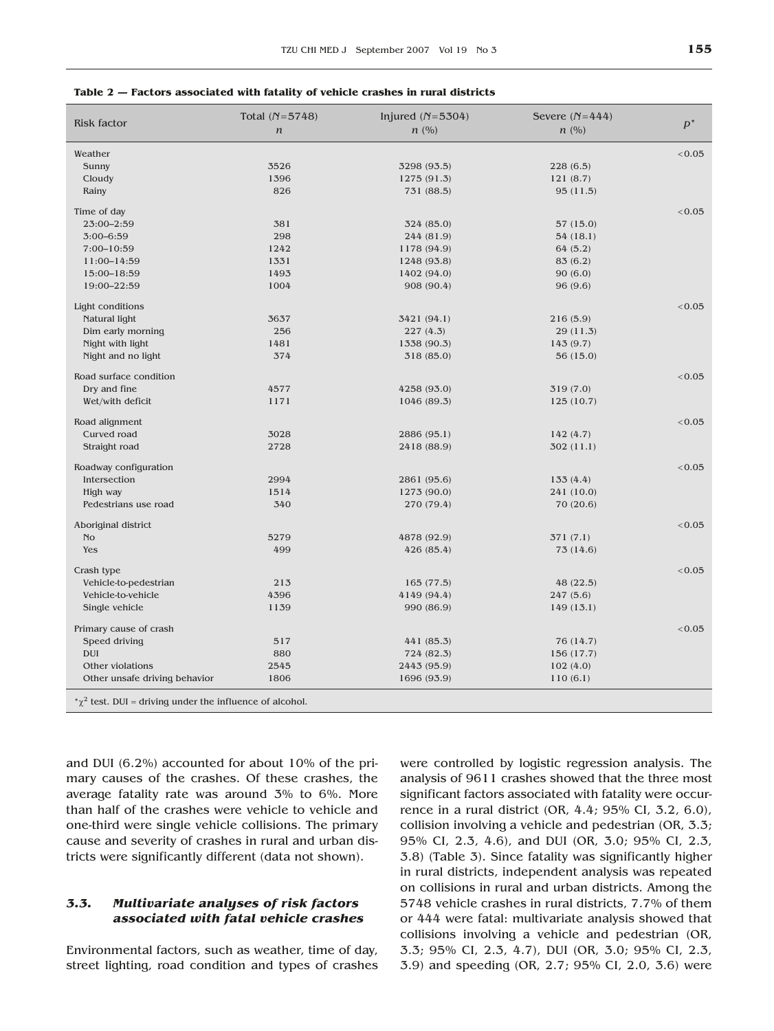**Table 2 — Factors associated with fatality of vehicle crashes in rural districts**

| Risk factor | Total ($N$=5748) $n$ | Injured ($N$=5304) $n$ (%) | Severe ($N$=444) $n$ (%) | $p$* |
|---|---|---|---|---|
| Weather | | | | <0.05 |
| Sunny | 3526 | 3298 (93.5) | 228 (6.5) | |
| Cloudy | 1396 | 1275 (91.3) | 121 (8.7) | |
| Rainy | 826 | 731 (88.5) | 95 (11.5) | |
| Time of day | | | | <0.05 |
| 23:00–2:59 | 381 | 324 (85.0) | 57 (15.0) | |
| 3:00–6:59 | 298 | 244 (81.9) | 54 (18.1) | |
| 7:00–10:59 | 1242 | 1178 (94.9) | 64 (5.2) | |
| 11:00–14:59 | 1331 | 1248 (93.8) | 83 (6.2) | |
| 15:00–18:59 | 1493 | 1402 (94.0) | 90 (6.0) | |
| 19:00–22:59 | 1004 | 908 (90.4) | 96 (9.6) | |
| Light conditions | | | | <0.05 |
| Natural light | 3637 | 3421 (94.1) | 216 (5.9) | |
| Dim early morning | 256 | 227 (4.3) | 29 (11.3) | |
| Night with light | 1481 | 1338 (90.3) | 143 (9.7) | |
| Night and no light | 374 | 318 (85.0) | 56 (15.0) | |
| Road surface condition | | | | <0.05 |
| Dry and fine | 4577 | 4258 (93.0) | 319 (7.0) | |
| Wet/with deficit | 1171 | 1046 (89.3) | 125 (10.7) | |
| Road alignment | | | | <0.05 |
| Curved road | 3028 | 2886 (95.1) | 142 (4.7) | |
| Straight road | 2728 | 2418 (88.9) | 302 (11.1) | |
| Roadway configuration | | | | <0.05 |
| Intersection | 2994 | 2861 (95.6) | 133 (4.4) | |
| High way | 1514 | 1273 (90.0) | 241 (10.0) | |
| Pedestrians use road | 340 | 270 (79.4) | 70 (20.6) | |
| Aboriginal district | | | | <0.05 |
| No | 5279 | 4878 (92.9) | 371 (7.1) | |
| Yes | 499 | 426 (85.4) | 73 (14.6) | |
| Crash type | | | | <0.05 |
| Vehicle-to-pedestrian | 213 | 165 (77.5) | 48 (22.5) | |
| Vehicle-to-vehicle | 4396 | 4149 (94.4) | 247 (5.6) | |
| Single vehicle | 1139 | 990 (86.9) | 149 (13.1) | |
| Primary cause of crash | | | | <0.05 |
| Speed driving | 517 | 441 (85.3) | 76 (14.7) | |
| DUI | 880 | 724 (82.3) | 156 (17.7) | |
| Other violations | 2545 | 2443 (95.9) | 102 (4.0) | |
| Other unsafe driving behavior | 1806 | 1696 (93.9) | 110 (6.1) | |

*$\chi^2$ test. DUI = driving under the influence of alcohol.

and DUI (6.2%) accounted for about 10% of the primary causes of the crashes. Of these crashes, the average fatality rate was around 3% to 6%. More than half of the crashes were vehicle to vehicle and one-third were single vehicle collisions. The primary cause and severity of crashes in rural and urban districts were significantly different (data not shown).

### *3.3. Multivariate analyses of risk factors associated with fatal vehicle crashes*

Environmental factors, such as weather, time of day, street lighting, road condition and types of crashes were controlled by logistic regression analysis. The analysis of 9611 crashes showed that the three most significant factors associated with fatality were occurrence in a rural district (OR, 4.4; 95% CI, 3.2, 6.0), collision involving a vehicle and pedestrian (OR, 3.3; 95% CI, 2.3, 4.6), and DUI (OR, 3.0; 95% CI, 2.3, 3.8) (Table 3). Since fatality was significantly higher in rural districts, independent analysis was repeated on collisions in rural and urban districts. Among the 5748 vehicle crashes in rural districts, 7.7% of them or 444 were fatal: multivariate analysis showed that collisions involving a vehicle and pedestrian (OR, 3.3; 95% CI, 2.3, 4.7), DUI (OR, 3.0; 95% CI, 2.3, 3.9) and speeding (OR, 2.7; 95% CI, 2.0, 3.6) were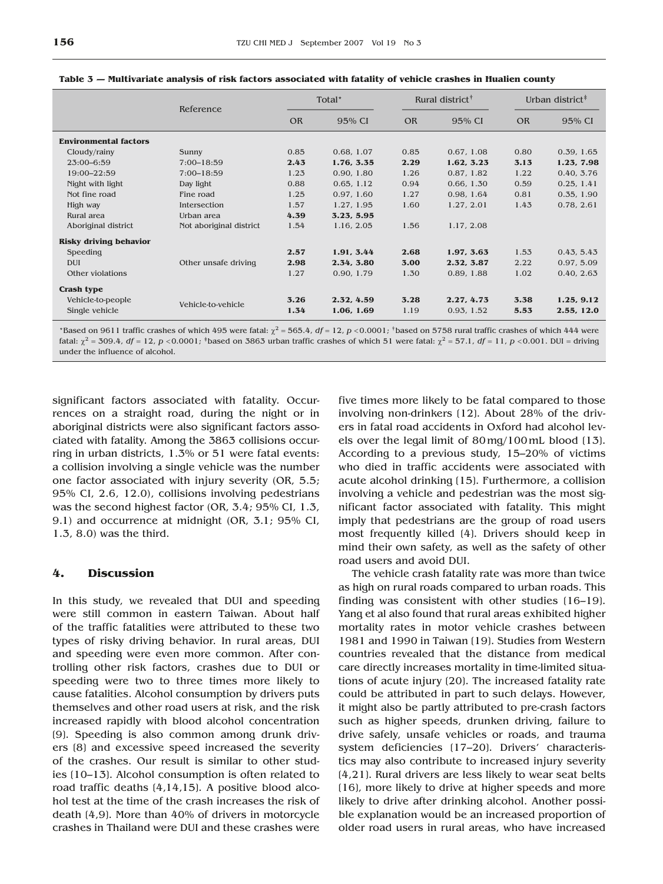**Table 3 — Multivariate analysis of risk factors associated with fatality of vehicle crashes in Hualien county**

| | Reference | Total* | | Rural district† | | Urban district‡ | |
|---|---|---|---|---|---|---|---|
| | | OR | 95% CI | OR | 95% CI | OR | 95% CI |
| **Environmental factors** | | | | | | | |
| Cloudy/rainy | Sunny | 0.85 | 0.68, 1.07 | 0.85 | 0.67, 1.08 | 0.80 | 0.39, 1.65 |
| 23:00–6:59 | 7:00–18:59 | **2.43** | **1.76, 3.35** | **2.29** | **1.62, 3.23** | **3.13** | **1.23, 7.98** |
| 19:00–22:59 | 7:00–18:59 | 1.23 | 0.90, 1.80 | 1.26 | 0.87, 1.82 | 1.22 | 0.40, 3.76 |
| Night with light | Day light | 0.88 | 0.65, 1.12 | 0.94 | 0.66, 1.30 | 0.59 | 0.25, 1.41 |
| Not fine road | Fine road | 1.25 | 0.97, 1.60 | 1.27 | 0.98, 1.64 | 0.81 | 0.35, 1.90 |
| High way | Intersection | 1.57 | 1.27, 1.95 | 1.60 | 1.27, 2.01 | 1.43 | 0.78, 2.61 |
| Rural area | Urban area | **4.39** | **3.23, 5.95** | | | | |
| Aboriginal district | Not aboriginal district | 1.54 | 1.16, 2.05 | 1.56 | 1.17, 2.08 | | |
| **Risky driving behavior** | | | | | | | |
| Speeding | Other unsafe driving | **2.57** | **1.91, 3.44** | **2.68** | **1.97, 3.63** | 1.53 | 0.43, 5.43 |
| DUI | Other unsafe driving | **2.98** | **2.34, 3.80** | **3.00** | **2.32, 3.87** | 2.22 | 0.97, 5.09 |
| Other violations | Other unsafe driving | 1.27 | 0.90, 1.79 | 1.30 | 0.89, 1.88 | 1.02 | 0.40, 2.63 |
| **Crash type** | | | | | | | |
| Vehicle-to-people | Vehicle-to-vehicle | **3.26** | **2.32, 4.59** | **3.28** | **2.27, 4.73** | **3.38** | **1.25, 9.12** |
| Single vehicle | Vehicle-to-vehicle | **1.34** | **1.06, 1.69** | 1.19 | 0.93, 1.52 | **5.53** | **2.55, 12.0** |

*Based on 9611 traffic crashes of which 495 were fatal: $\chi^2 = 565.4$, $df = 12$, $p < 0.0001$; †based on 5758 rural traffic crashes of which 444 were fatal: $\chi^2 = 309.4$, $df = 12$, $p < 0.0001$; ‡based on 3863 urban traffic crashes of which 51 were fatal: $\chi^2 = 57.1$, $df = 11$, $p < 0.001$. DUI = driving under the influence of alcohol.

significant factors associated with fatality. Occurrences on a straight road, during the night or in aboriginal districts were also significant factors associated with fatality. Among the 3863 collisions occurring in urban districts, 1.3% or 51 were fatal events: a collision involving a single vehicle was the number one factor associated with injury severity (OR, 5.5; 95% CI, 2.6, 12.0), collisions involving pedestrians was the second highest factor (OR, 3.4; 95% CI, 1.3, 9.1) and occurrence at midnight (OR, 3.1; 95% CI, 1.3, 8.0) was the third.

## 4. Discussion

In this study, we revealed that DUI and speeding were still common in eastern Taiwan. About half of the traffic fatalities were attributed to these two types of risky driving behavior. In rural areas, DUI and speeding were even more common. After controlling other risk factors, crashes due to DUI or speeding were two to three times more likely to cause fatalities. Alcohol consumption by drivers puts themselves and other road users at risk, and the risk increased rapidly with blood alcohol concentration [9]. Speeding is also common among drunk drivers [8] and excessive speed increased the severity of the crashes. Our result is similar to other studies [10–13]. Alcohol consumption is often related to road traffic deaths [4,14,15]. A positive blood alcohol test at the time of the crash increases the risk of death [4,9]. More than 40% of drivers in motorcycle crashes in Thailand were DUI and these crashes were five times more likely to be fatal compared to those involving non-drinkers [12]. About 28% of the drivers in fatal road accidents in Oxford had alcohol levels over the legal limit of 80 mg/100 mL blood [13]. According to a previous study, 15–20% of victims who died in traffic accidents were associated with acute alcohol drinking [15]. Furthermore, a collision involving a vehicle and pedestrian was the most significant factor associated with fatality. This might imply that pedestrians are the group of road users most frequently killed [4]. Drivers should keep in mind their own safety, as well as the safety of other road users and avoid DUI.

The vehicle crash fatality rate was more than twice as high on rural roads compared to urban roads. This finding was consistent with other studies [16–19]. Yang et al also found that rural areas exhibited higher mortality rates in motor vehicle crashes between 1981 and 1990 in Taiwan [19]. Studies from Western countries revealed that the distance from medical care directly increases mortality in time-limited situations of acute injury [20]. The increased fatality rate could be attributed in part to such delays. However, it might also be partly attributed to pre-crash factors such as higher speeds, drunken driving, failure to drive safely, unsafe vehicles or roads, and trauma system deficiencies [17–20]. Drivers' characteristics may also contribute to increased injury severity [4,21]. Rural drivers are less likely to wear seat belts [16], more likely to drive at higher speeds and more likely to drive after drinking alcohol. Another possible explanation would be an increased proportion of older road users in rural areas, who have increased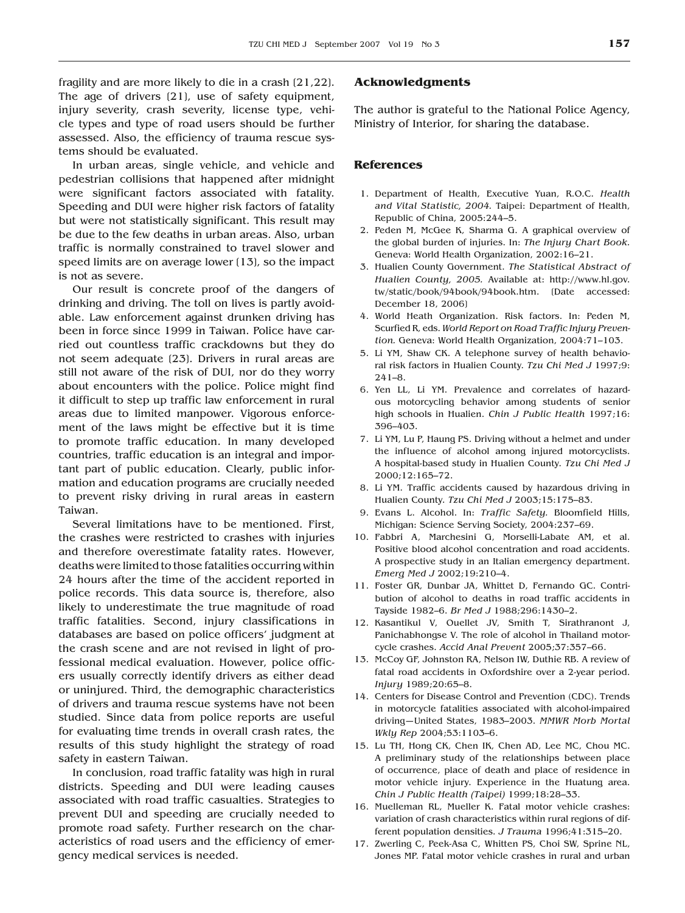fragility and are more likely to die in a crash [21,22]. The age of drivers [21], use of safety equipment, injury severity, crash severity, license type, vehicle types and type of road users should be further assessed. Also, the efficiency of trauma rescue systems should be evaluated.

In urban areas, single vehicle, and vehicle and pedestrian collisions that happened after midnight were significant factors associated with fatality. Speeding and DUI were higher risk factors of fatality but were not statistically significant. This result may be due to the few deaths in urban areas. Also, urban traffic is normally constrained to travel slower and speed limits are on average lower [13], so the impact is not as severe.

Our result is concrete proof of the dangers of drinking and driving. The toll on lives is partly avoidable. Law enforcement against drunken driving has been in force since 1999 in Taiwan. Police have carried out countless traffic crackdowns but they do not seem adequate [23]. Drivers in rural areas are still not aware of the risk of DUI, nor do they worry about encounters with the police. Police might find it difficult to step up traffic law enforcement in rural areas due to limited manpower. Vigorous enforcement of the laws might be effective but it is time to promote traffic education. In many developed countries, traffic education is an integral and important part of public education. Clearly, public information and education programs are crucially needed to prevent risky driving in rural areas in eastern Taiwan.

Several limitations have to be mentioned. First, the crashes were restricted to crashes with injuries and therefore overestimate fatality rates. However, deaths were limited to those fatalities occurring within 24 hours after the time of the accident reported in police records. This data source is, therefore, also likely to underestimate the true magnitude of road traffic fatalities. Second, injury classifications in databases are based on police officers' judgment at the crash scene and are not revised in light of professional medical evaluation. However, police officers usually correctly identify drivers as either dead or uninjured. Third, the demographic characteristics of drivers and trauma rescue systems have not been studied. Since data from police reports are useful for evaluating time trends in overall crash rates, the results of this study highlight the strategy of road safety in eastern Taiwan.

In conclusion, road traffic fatality was high in rural districts. Speeding and DUI were leading causes associated with road traffic casualties. Strategies to prevent DUI and speeding are crucially needed to promote road safety. Further research on the characteristics of road users and the efficiency of emergency medical services is needed.

## Acknowledgments

The author is grateful to the National Police Agency, Ministry of Interior, for sharing the database.

## References

1. Department of Health, Executive Yuan, R.O.C. *Health and Vital Statistic, 2004.* Taipei: Department of Health, Republic of China, 2005:244–5.
2. Peden M, McGee K, Sharma G. A graphical overview of the global burden of injuries. In: *The Injury Chart Book.* Geneva: World Health Organization, 2002:16–21.
3. Hualien County Government. *The Statistical Abstract of Hualien County, 2005.* Available at: http://www.hl.gov.tw/static/book/94book/94book.htm. [Date accessed: December 18, 2006]
4. World Heath Organization. Risk factors. In: Peden M, Scurfied R, eds. *World Report on Road Traffic Injury Prevention.* Geneva: World Health Organization, 2004:71–103.
5. Li YM, Shaw CK. A telephone survey of health behavioral risk factors in Hualien County. *Tzu Chi Med J* 1997;9:241–8.
6. Yen LL, Li YM. Prevalence and correlates of hazardous motorcycling behavior among students of senior high schools in Hualien. *Chin J Public Health* 1997;16:396–403.
7. Li YM, Lu P, Haung PS. Driving without a helmet and under the influence of alcohol among injured motorcyclists. A hospital-based study in Hualien County. *Tzu Chi Med J* 2000;12:165–72.
8. Li YM. Traffic accidents caused by hazardous driving in Hualien County. *Tzu Chi Med J* 2003;15:175–83.
9. Evans L. Alcohol. In: *Traffic Safety.* Bloomfield Hills, Michigan: Science Serving Society, 2004:237–69.
10. Fabbri A, Marchesini G, Morselli-Labate AM, et al. Positive blood alcohol concentration and road accidents. A prospective study in an Italian emergency department. *Emerg Med J* 2002;19:210–4.
11. Foster GR, Dunbar JA, Whittet D, Fernando GC. Contribution of alcohol to deaths in road traffic accidents in Tayside 1982–6. *Br Med J* 1988;296:1430–2.
12. Kasantikul V, Ouellet JV, Smith T, Sirathranont J, Panichabhongse V. The role of alcohol in Thailand motorcycle crashes. *Accid Anal Prevent* 2005;37:357–66.
13. McCoy GF, Johnston RA, Nelson IW, Duthie RB. A review of fatal road accidents in Oxfordshire over a 2-year period. *Injury* 1989;20:65–8.
14. Centers for Disease Control and Prevention (CDC). Trends in motorcycle fatalities associated with alcohol-impaired driving—United States, 1983–2003. *MMWR Morb Mortal Wkly Rep* 2004;53:1103–6.
15. Lu TH, Hong CK, Chen IK, Chen AD, Lee MC, Chou MC. A preliminary study of the relationships between place of occurrence, place of death and place of residence in motor vehicle injury. Experience in the Huatung area. *Chin J Public Health (Taipei)* 1999;18:28–33.
16. Muelleman RL, Mueller K. Fatal motor vehicle crashes: variation of crash characteristics within rural regions of different population densities. *J Trauma* 1996;41:315–20.
17. Zwerling C, Peek-Asa C, Whitten PS, Choi SW, Sprine NL, Jones MP. Fatal motor vehicle crashes in rural and urban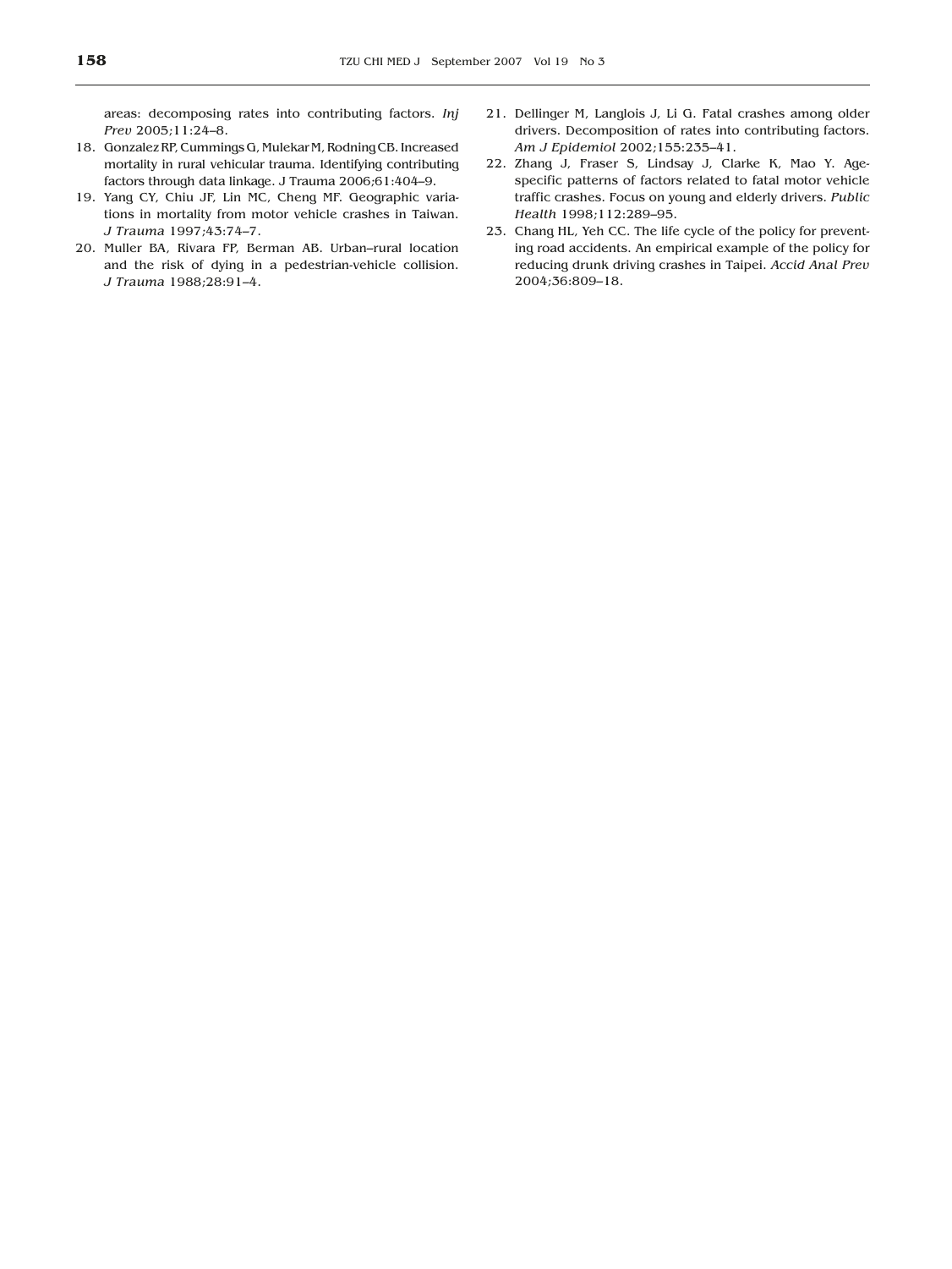areas: decomposing rates into contributing factors. *Inj Prev* 2005;11:24–8.

18. Gonzalez RP, Cummings G, Mulekar M, Rodning CB. Increased mortality in rural vehicular trauma. Identifying contributing factors through data linkage. J Trauma 2006;61:404–9.
19. Yang CY, Chiu JF, Lin MC, Cheng MF. Geographic variations in mortality from motor vehicle crashes in Taiwan. *J Trauma* 1997;43:74–7.
20. Muller BA, Rivara FP, Berman AB. Urban–rural location and the risk of dying in a pedestrian-vehicle collision. *J Trauma* 1988;28:91–4.
21. Dellinger M, Langlois J, Li G. Fatal crashes among older drivers. Decomposition of rates into contributing factors. *Am J Epidemiol* 2002;155:235–41.
22. Zhang J, Fraser S, Lindsay J, Clarke K, Mao Y. Age-specific patterns of factors related to fatal motor vehicle traffic crashes. Focus on young and elderly drivers. *Public Health* 1998;112:289–95.
23. Chang HL, Yeh CC. The life cycle of the policy for preventing road accidents. An empirical example of the policy for reducing drunk driving crashes in Taipei. *Accid Anal Prev* 2004;36:809–18.